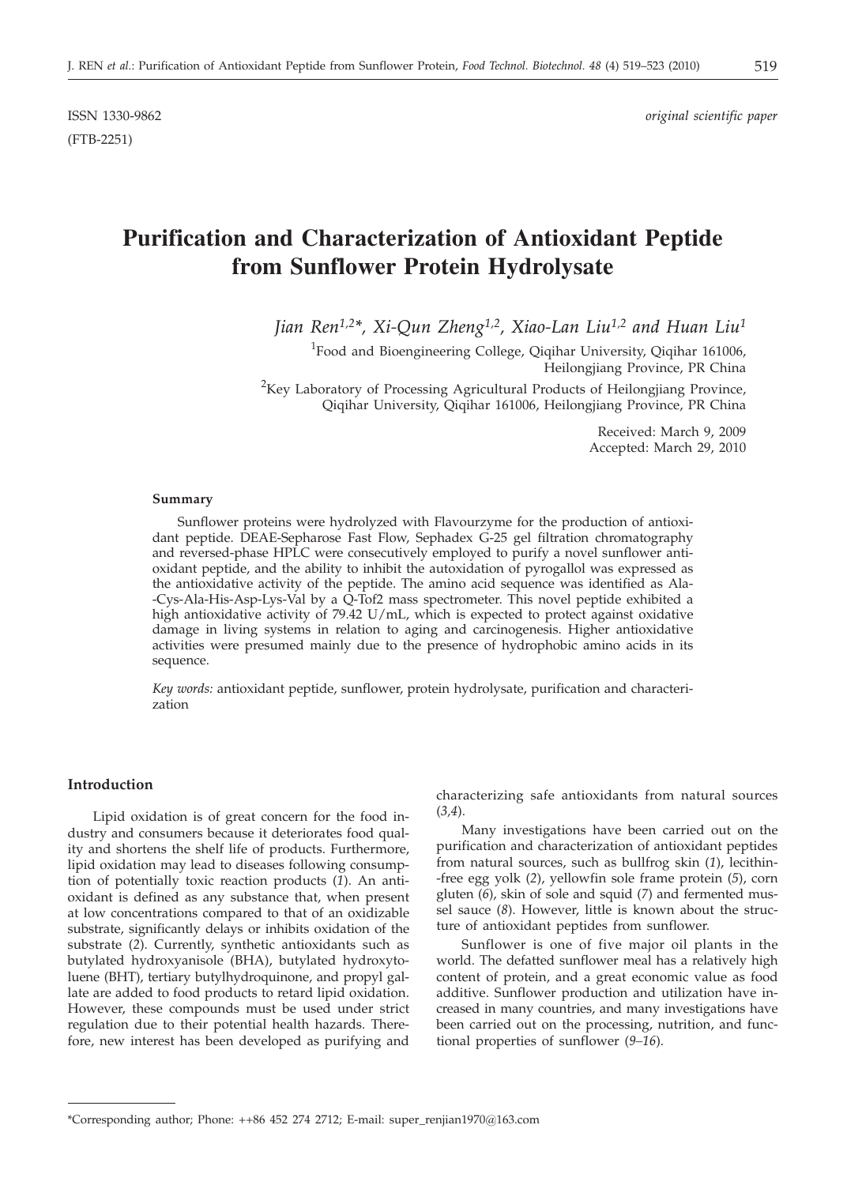ISSN 1330-9862 *original scientific paper*

(FTB-2251)

# Purification and Characterization of Antioxidant Peptide from Sunflower Protein Hydrolysate

*Jian Ren[1,2]\*, Xi-Qun Zheng[1,2], Xiao-Lan Liu[1,2] and Huan Liu[1]*

[1]Food and Bioengineering College, Qiqihar University, Qiqihar 161006, Heilongjiang Province, PR China

[2]Key Laboratory of Processing Agricultural Products of Heilongjiang Province, Qiqihar University, Qiqihar 161006, Heilongjiang Province, PR China

Received: March 9, 2009
Accepted: March 29, 2010

### Summary

Sunflower proteins were hydrolyzed with Flavourzyme for the production of antioxidant peptide. DEAE-Sepharose Fast Flow, Sephadex G-25 gel filtration chromatography and reversed-phase HPLC were consecutively employed to purify a novel sunflower antioxidant peptide, and the ability to inhibit the autoxidation of pyrogallol was expressed as the antioxidative activity of the peptide. The amino acid sequence was identified as Ala-Cys-Ala-His-Asp-Lys-Val by a Q-Tof2 mass spectrometer. This novel peptide exhibited a high antioxidative activity of 79.42 U/mL, which is expected to protect against oxidative damage in living systems in relation to aging and carcinogenesis. Higher antioxidative activities were presumed mainly due to the presence of hydrophobic amino acids in its sequence.

*Key words:* antioxidant peptide, sunflower, protein hydrolysate, purification and characterization

## Introduction

Lipid oxidation is of great concern for the food industry and consumers because it deteriorates food quality and shortens the shelf life of products. Furthermore, lipid oxidation may lead to diseases following consumption of potentially toxic reaction products (*1*). An antioxidant is defined as any substance that, when present at low concentrations compared to that of an oxidizable substrate, significantly delays or inhibits oxidation of the substrate (*2*). Currently, synthetic antioxidants such as butylated hydroxyanisole (BHA), butylated hydroxytoluene (BHT), tertiary butylhydroquinone, and propyl gallate are added to food products to retard lipid oxidation. However, these compounds must be used under strict regulation due to their potential health hazards. Therefore, new interest has been developed as purifying and characterizing safe antioxidants from natural sources (*3,4*).

Many investigations have been carried out on the purification and characterization of antioxidant peptides from natural sources, such as bullfrog skin (*1*), lecithin-free egg yolk (*2*), yellowfin sole frame protein (*5*), corn gluten (*6*), skin of sole and squid (*7*) and fermented mussel sauce (*8*). However, little is known about the structure of antioxidant peptides from sunflower.

Sunflower is one of five major oil plants in the world. The defatted sunflower meal has a relatively high content of protein, and a great economic value as food additive. Sunflower production and utilization have increased in many countries, and many investigations have been carried out on the processing, nutrition, and functional properties of sunflower (*9–16*).

\*Corresponding author; Phone: ++86 452 274 2712; E-mail: super_renjian1970@163.com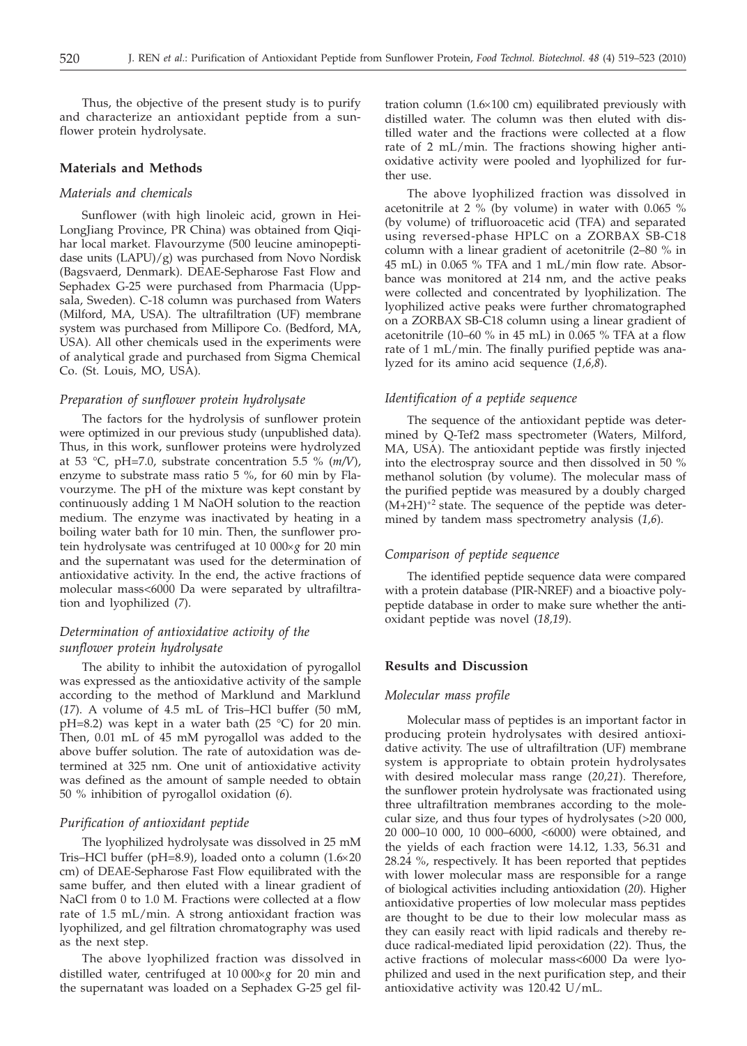Thus, the objective of the present study is to purify and characterize an antioxidant peptide from a sunflower protein hydrolysate.

## Materials and Methods

### *Materials and chemicals*

Sunflower (with high linoleic acid, grown in HeiLongJiang Province, PR China) was obtained from Qiqihar local market. Flavourzyme (500 leucine aminopeptidase units (LAPU)/g) was purchased from Novo Nordisk (Bagsvaerd, Denmark). DEAE-Sepharose Fast Flow and Sephadex G-25 were purchased from Pharmacia (Uppsala, Sweden). C-18 column was purchased from Waters (Milford, MA, USA). The ultrafiltration (UF) membrane system was purchased from Millipore Co. (Bedford, MA, USA). All other chemicals used in the experiments were of analytical grade and purchased from Sigma Chemical Co. (St. Louis, MO, USA).

### *Preparation of sunflower protein hydrolysate*

The factors for the hydrolysis of sunflower protein were optimized in our previous study (unpublished data). Thus, in this work, sunflower proteins were hydrolyzed at 53 °C, pH=7.0, substrate concentration 5.5 % (*m/V*), enzyme to substrate mass ratio 5 %, for 60 min by Flavourzyme. The pH of the mixture was kept constant by continuously adding 1 M NaOH solution to the reaction medium. The enzyme was inactivated by heating in a boiling water bath for 10 min. Then, the sunflower protein hydrolysate was centrifuged at 10 000×*g* for 20 min and the supernatant was used for the determination of antioxidative activity. In the end, the active fractions of molecular mass<6000 Da were separated by ultrafiltration and lyophilized (*7*).

### *Determination of antioxidative activity of the sunflower protein hydrolysate*

The ability to inhibit the autoxidation of pyrogallol was expressed as the antioxidative activity of the sample according to the method of Marklund and Marklund (*17*). A volume of 4.5 mL of Tris–HCl buffer (50 mM, pH=8.2) was kept in a water bath (25 °C) for 20 min. Then, 0.01 mL of 45 mM pyrogallol was added to the above buffer solution. The rate of autoxidation was determined at 325 nm. One unit of antioxidative activity was defined as the amount of sample needed to obtain 50 % inhibition of pyrogallol oxidation (*6*).

### *Purification of antioxidant peptide*

The lyophilized hydrolysate was dissolved in 25 mM Tris–HCl buffer (pH=8.9), loaded onto a column (1.6×20 cm) of DEAE-Sepharose Fast Flow equilibrated with the same buffer, and then eluted with a linear gradient of NaCl from 0 to 1.0 M. Fractions were collected at a flow rate of 1.5 mL/min. A strong antioxidant fraction was lyophilized, and gel filtration chromatography was used as the next step.

The above lyophilized fraction was dissolved in distilled water, centrifuged at 10 000×*g* for 20 min and the supernatant was loaded on a Sephadex G-25 gel filtration column (1.6×100 cm) equilibrated previously with distilled water. The column was then eluted with distilled water and the fractions were collected at a flow rate of 2 mL/min. The fractions showing higher antioxidative activity were pooled and lyophilized for further use.

The above lyophilized fraction was dissolved in acetonitrile at 2 % (by volume) in water with 0.065 % (by volume) of trifluoroacetic acid (TFA) and separated using reversed-phase HPLC on a ZORBAX SB-C18 column with a linear gradient of acetonitrile (2–80 % in 45 mL) in 0.065 % TFA and 1 mL/min flow rate. Absorbance was monitored at 214 nm, and the active peaks were collected and concentrated by lyophilization. The lyophilized active peaks were further chromatographed on a ZORBAX SB-C18 column using a linear gradient of acetonitrile (10–60 % in 45 mL) in 0.065 % TFA at a flow rate of 1 mL/min. The finally purified peptide was analyzed for its amino acid sequence (*1,6,8*).

### *Identification of a peptide sequence*

The sequence of the antioxidant peptide was determined by Q-Tef2 mass spectrometer (Waters, Milford, MA, USA). The antioxidant peptide was firstly injected into the electrospray source and then dissolved in 50 % methanol solution (by volume). The molecular mass of the purified peptide was measured by a doubly charged $(M+2H)^{+2}$ state. The sequence of the peptide was determined by tandem mass spectrometry analysis (*1,6*).

### *Comparison of peptide sequence*

The identified peptide sequence data were compared with a protein database (PIR-NREF) and a bioactive polypeptide database in order to make sure whether the antioxidant peptide was novel (*18,19*).

## Results and Discussion

### *Molecular mass profile*

Molecular mass of peptides is an important factor in producing protein hydrolysates with desired antioxidative activity. The use of ultrafiltration (UF) membrane system is appropriate to obtain protein hydrolysates with desired molecular mass range (*20,21*). Therefore, the sunflower protein hydrolysate was fractionated using three ultrafiltration membranes according to the molecular size, and thus four types of hydrolysates (>20 000, 20 000–10 000, 10 000–6000, <6000) were obtained, and the yields of each fraction were 14.12, 1.33, 56.31 and 28.24 %, respectively. It has been reported that peptides with lower molecular mass are responsible for a range of biological activities including antioxidation (*20*). Higher antioxidative properties of low molecular mass peptides are thought to be due to their low molecular mass as they can easily react with lipid radicals and thereby reduce radical-mediated lipid peroxidation (*22*). Thus, the active fractions of molecular mass<6000 Da were lyophilized and used in the next purification step, and their antioxidative activity was 120.42 U/mL.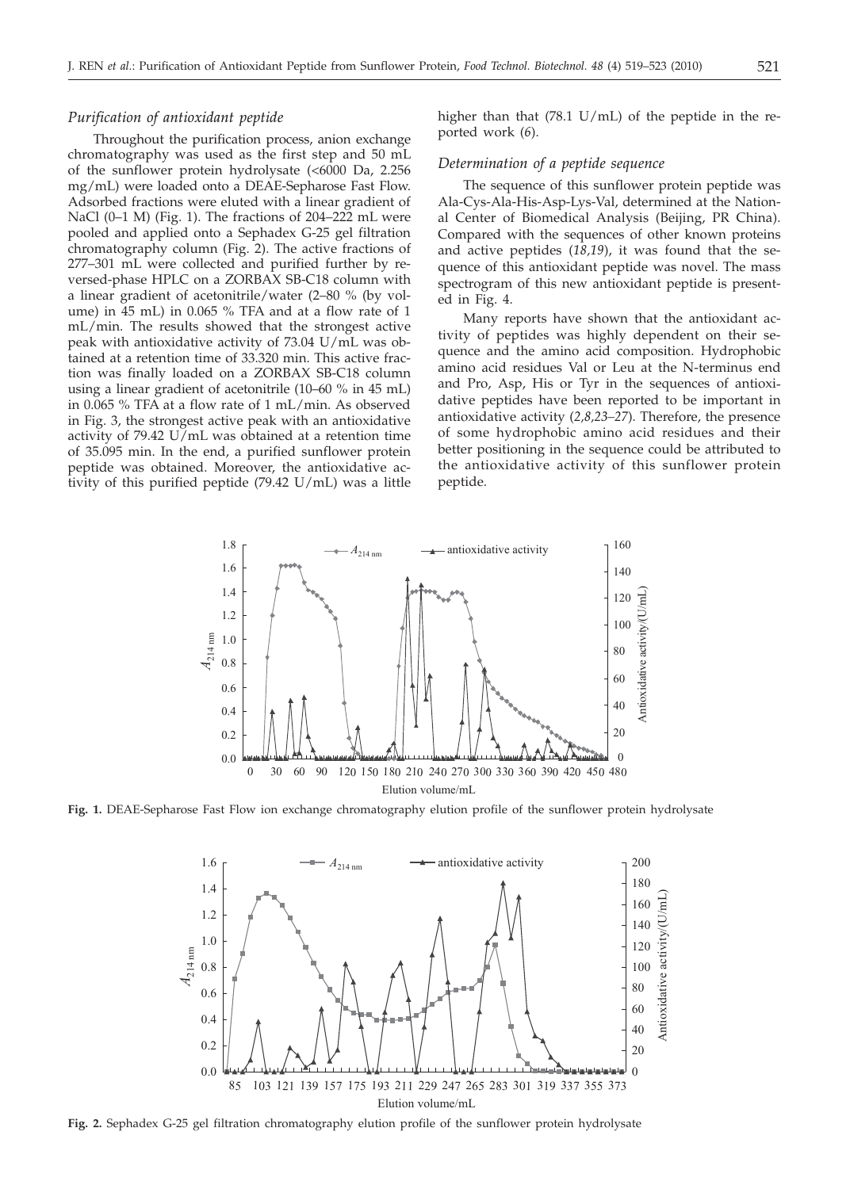### *Purification of antioxidant peptide*

Throughout the purification process, anion exchange chromatography was used as the first step and 50 mL of the sunflower protein hydrolysate (<6000 Da, 2.256 mg/mL) were loaded onto a DEAE-Sepharose Fast Flow. Adsorbed fractions were eluted with a linear gradient of NaCl (0–1 M) (Fig. 1). The fractions of 204–222 mL were pooled and applied onto a Sephadex G-25 gel filtration chromatography column (Fig. 2). The active fractions of 277–301 mL were collected and purified further by reversed-phase HPLC on a ZORBAX SB-C18 column with a linear gradient of acetonitrile/water (2–80 % (by volume) in 45 mL) in 0.065 % TFA and at a flow rate of 1 mL/min. The results showed that the strongest active peak with antioxidative activity of 73.04 U/mL was obtained at a retention time of 33.320 min. This active fraction was finally loaded on a ZORBAX SB-C18 column using a linear gradient of acetonitrile (10–60 % in 45 mL) in 0.065 % TFA at a flow rate of 1 mL/min. As observed in Fig. 3, the strongest active peak with an antioxidative activity of 79.42 U/mL was obtained at a retention time of 35.095 min. In the end, a purified sunflower protein peptide was obtained. Moreover, the antioxidative activity of this purified peptide (79.42 U/mL) was a little higher than that (78.1 U/mL) of the peptide in the reported work (*6*).

### *Determination of a peptide sequence*

The sequence of this sunflower protein peptide was Ala-Cys-Ala-His-Asp-Lys-Val, determined at the National Center of Biomedical Analysis (Beijing, PR China). Compared with the sequences of other known proteins and active peptides (*18,19*), it was found that the sequence of this antioxidant peptide was novel. The mass spectrogram of this new antioxidant peptide is presented in Fig. 4.

Many reports have shown that the antioxidant activity of peptides was highly dependent on their sequence and the amino acid composition. Hydrophobic amino acid residues Val or Leu at the N-terminus end and Pro, Asp, His or Tyr in the sequences of antioxidative peptides have been reported to be important in antioxidative activity (*2,8,23–27*). Therefore, the presence of some hydrophobic amino acid residues and their better positioning in the sequence could be attributed to the antioxidative activity of this sunflower protein peptide.

**Fig. 1.** DEAE-Sepharose Fast Flow ion exchange chromatography elution profile of the sunflower protein hydrolysate

**Fig. 2.** Sephadex G-25 gel filtration chromatography elution profile of the sunflower protein hydrolysate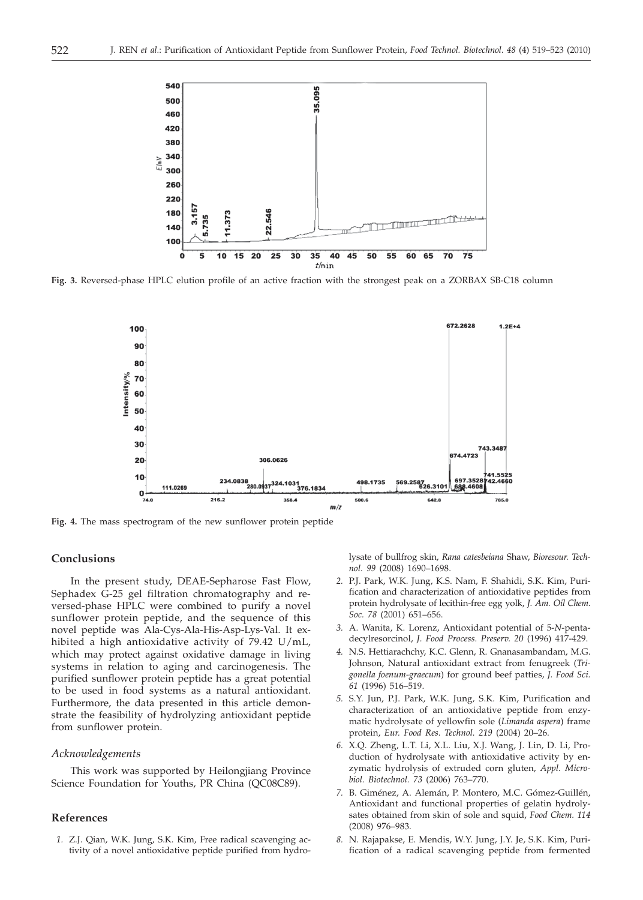Fig. 3. Reversed-phase HPLC elution profile of an active fraction with the strongest peak on a ZORBAX SB-C18 column

Fig. 4. The mass spectrogram of the new sunflower protein peptide

## Conclusions

In the present study, DEAE-Sepharose Fast Flow, Sephadex G-25 gel filtration chromatography and reversed-phase HPLC were combined to purify a novel sunflower protein peptide, and the sequence of this novel peptide was Ala-Cys-Ala-His-Asp-Lys-Val. It exhibited a high antioxidative activity of 79.42 U/mL, which may protect against oxidative damage in living systems in relation to aging and carcinogenesis. The purified sunflower protein peptide has a great potential to be used in food systems as a natural antioxidant. Furthermore, the data presented in this article demonstrate the feasibility of hydrolyzing antioxidant peptide from sunflower protein.

### *Acknowledgements*

This work was supported by Heilongjiang Province Science Foundation for Youths, PR China (QC08C89).

## References

1. Z.J. Qian, W.K. Jung, S.K. Kim, Free radical scavenging activity of a novel antioxidative peptide purified from hydrolysate of bullfrog skin, *Rana catesbeiana* Shaw, *Bioresour. Technol. 99* (2008) 1690–1698.
2. P.J. Park, W.K. Jung, K.S. Nam, F. Shahidi, S.K. Kim, Purification and characterization of antioxidative peptides from protein hydrolysate of lecithin-free egg yolk, *J. Am. Oil Chem. Soc. 78* (2001) 651–656.
3. A. Wanita, K. Lorenz, Antioxidant potential of 5-*N*-pentadecylresorcinol, *J. Food Process. Preserv. 20* (1996) 417-429.
4. N.S. Hettiarachchy, K.C. Glenn, R. Gnanasambandam, M.G. Johnson, Natural antioxidant extract from fenugreek (*Trigonella foenum-graecum*) for ground beef patties, *J. Food Sci. 61* (1996) 516–519.
5. S.Y. Jun, P.J. Park, W.K. Jung, S.K. Kim, Purification and characterization of an antioxidative peptide from enzymatic hydrolysate of yellowfin sole (*Limanda aspera*) frame protein, *Eur. Food Res. Technol. 219* (2004) 20–26.
6. X.Q. Zheng, L.T. Li, X.L. Liu, X.J. Wang, J. Lin, D. Li, Production of hydrolysate with antioxidative activity by enzymatic hydrolysis of extruded corn gluten, *Appl. Microbiol. Biotechnol. 73* (2006) 763–770.
7. B. Giménez, A. Alemán, P. Montero, M.C. Gómez-Guillén, Antioxidant and functional properties of gelatin hydrolysates obtained from skin of sole and squid, *Food Chem. 114* (2008) 976–983.
8. N. Rajapakse, E. Mendis, W.Y. Jung, J.Y. Je, S.K. Kim, Purification of a radical scavenging peptide from fermented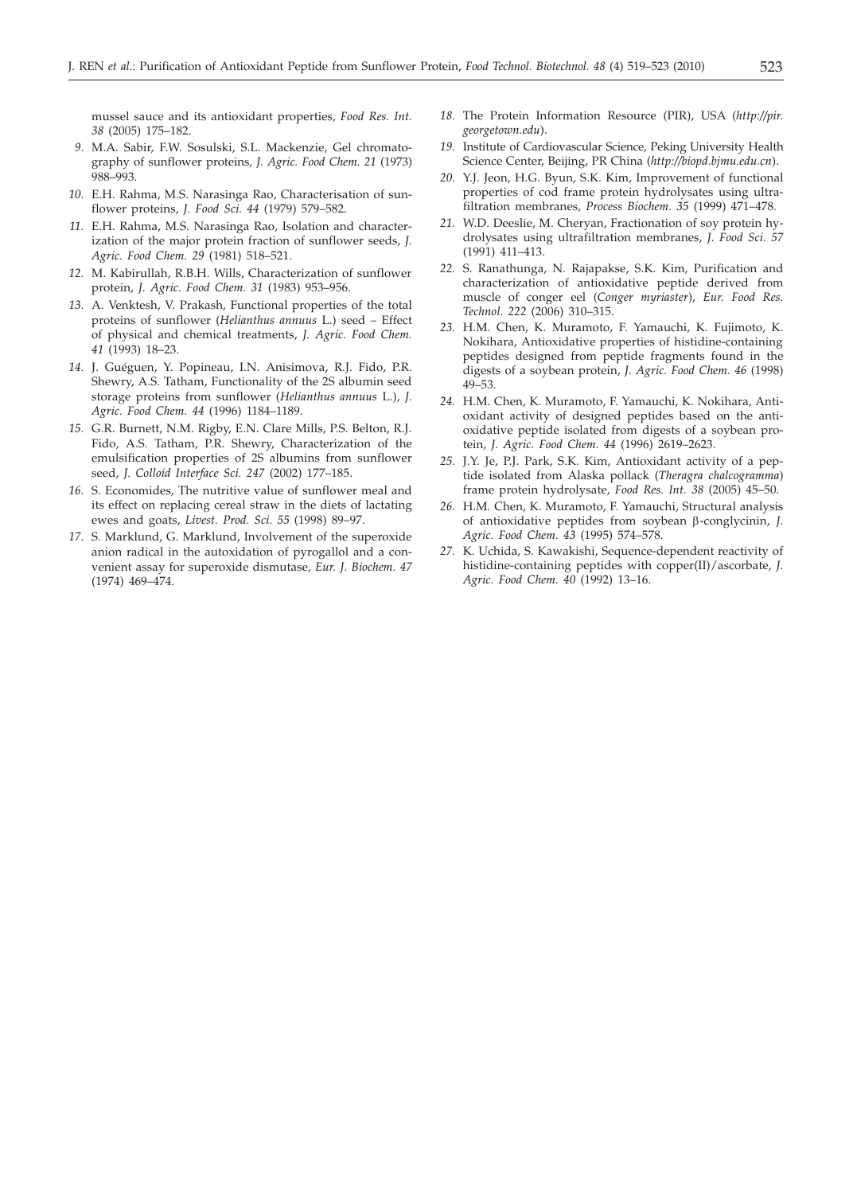mussel sauce and its antioxidant properties, *Food Res. Int. 38* (2005) 175–182.

9. M.A. Sabir, F.W. Sosulski, S.L. Mackenzie, Gel chromatography of sunflower proteins, *J. Agric. Food Chem. 21* (1973) 988–993.
10. E.H. Rahma, M.S. Narasinga Rao, Characterisation of sunflower proteins, *J. Food Sci. 44* (1979) 579–582.
11. E.H. Rahma, M.S. Narasinga Rao, Isolation and characterization of the major protein fraction of sunflower seeds, *J. Agric. Food Chem. 29* (1981) 518–521.
12. M. Kabirullah, R.B.H. Wills, Characterization of sunflower protein, *J. Agric. Food Chem. 31* (1983) 953–956.
13. A. Venktesh, V. Prakash, Functional properties of the total proteins of sunflower (*Helianthus annuus* L.) seed – Effect of physical and chemical treatments, *J. Agric. Food Chem. 41* (1993) 18–23.
14. J. Guéguen, Y. Popineau, I.N. Anisimova, R.J. Fido, P.R. Shewry, A.S. Tatham, Functionality of the 2S albumin seed storage proteins from sunflower (*Helianthus annuus* L.), *J. Agric. Food Chem. 44* (1996) 1184–1189.
15. G.R. Burnett, N.M. Rigby, E.N. Clare Mills, P.S. Belton, R.J. Fido, A.S. Tatham, P.R. Shewry, Characterization of the emulsification properties of 2S albumins from sunflower seed, *J. Colloid Interface Sci. 247* (2002) 177–185.
16. S. Economides, The nutritive value of sunflower meal and its effect on replacing cereal straw in the diets of lactating ewes and goats, *Livest. Prod. Sci. 55* (1998) 89–97.
17. S. Marklund, G. Marklund, Involvement of the superoxide anion radical in the autoxidation of pyrogallol and a convenient assay for superoxide dismutase, *Eur. J. Biochem. 47* (1974) 469–474.
18. The Protein Information Resource (PIR), USA (*http://pir.georgetown.edu*).
19. Institute of Cardiovascular Science, Peking University Health Science Center, Beijing, PR China (*http://biopd.bjmu.edu.cn*).
20. Y.J. Jeon, H.G. Byun, S.K. Kim, Improvement of functional properties of cod frame protein hydrolysates using ultrafiltration membranes, *Process Biochem. 35* (1999) 471–478.
21. W.D. Deeslie, M. Cheryan, Fractionation of soy protein hydrolysates using ultrafiltration membranes, *J. Food Sci. 57* (1991) 411–413.
22. S. Ranathunga, N. Rajapakse, S.K. Kim, Purification and characterization of antioxidative peptide derived from muscle of conger eel (*Conger myriaster*), *Eur. Food Res. Technol. 222* (2006) 310–315.
23. H.M. Chen, K. Muramoto, F. Yamauchi, K. Fujimoto, K. Nokihara, Antioxidative properties of histidine-containing peptides designed from peptide fragments found in the digests of a soybean protein, *J. Agric. Food Chem. 46* (1998) 49–53.
24. H.M. Chen, K. Muramoto, F. Yamauchi, K. Nokihara, Antioxidant activity of designed peptides based on the antioxidative peptide isolated from digests of a soybean protein, *J. Agric. Food Chem. 44* (1996) 2619–2623.
25. J.Y. Je, P.J. Park, S.K. Kim, Antioxidant activity of a peptide isolated from Alaska pollack (*Theragra chalcogramma*) frame protein hydrolysate, *Food Res. Int. 38* (2005) 45–50.
26. H.M. Chen, K. Muramoto, F. Yamauchi, Structural analysis of antioxidative peptides from soybean β-conglycinin, *J. Agric. Food Chem. 43* (1995) 574–578.
27. K. Uchida, S. Kawakishi, Sequence-dependent reactivity of histidine-containing peptides with copper(II)/ascorbate, *J. Agric. Food Chem. 40* (1992) 13–16.